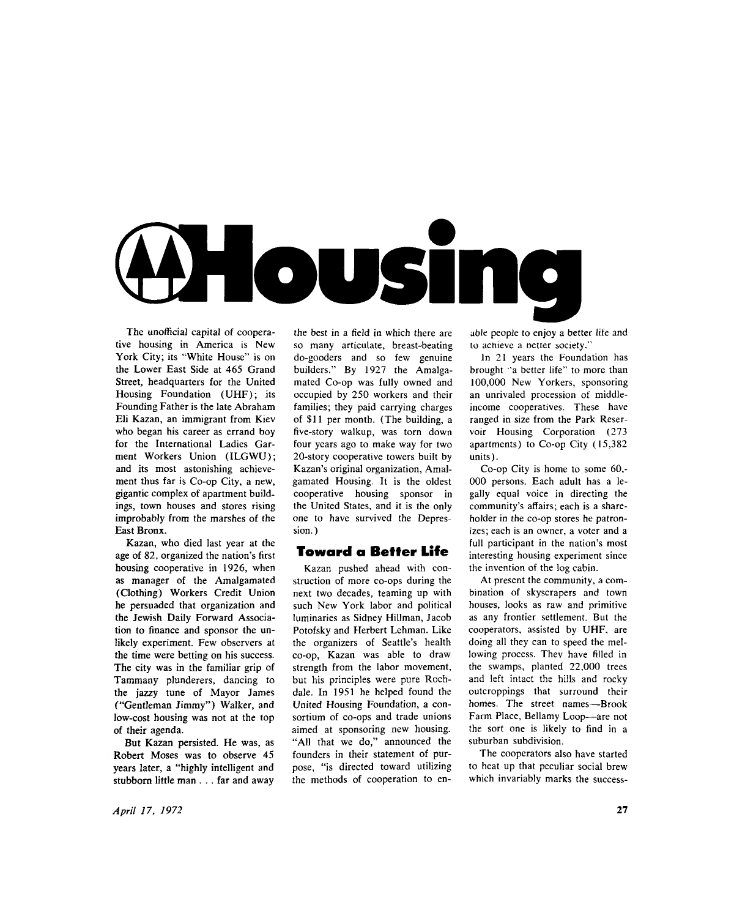# Housing

The unofficial capital of cooperative housing in America is New York City; its "White House" is on the Lower East Side at 465 Grand Street, headquarters for the United Housing Foundation (UHF); its Founding Father is the late Abraham Eli Kazan, an immigrant from Kiev who began his career as errand boy for the International Ladies Garment Workers Union (ILGWU); and its most astonishing achievement thus far is Co-op City, a new, gigantic complex of apartment buildings, town houses and stores rising improbably from the marshes of the East Bronx.

Kazan, who died last year at the age of 82, organized the nation's first housing cooperative in 1926, when as manager of the Amalgamated (Clothing) Workers Credit Union he persuaded that organization and the Jewish Daily Forward Association to finance and sponsor the unlikely experiment. Few observers at the time were betting on his success. The city was in the familiar grip of Tammany plunderers, dancing to the jazzy tune of Mayor James ("Gentleman Jimmy") Walker, and low-cost housing was not at the top of their agenda.

But Kazan persisted. He was, as Robert Moses was to observe 45 years later, a "highly intelligent and stubborn little man . . . far and away the best in a field in which there are so many articulate, breast-beating do-gooders and so few genuine builders." By 1927 the Amalgamated Co-op was fully owned and occupied by 250 workers and their families; they paid carrying charges of $11 per month. (The building, a five-story walkup, was torn down four years ago to make way for two 20-story cooperative towers built by Kazan's original organization, Amalgamated Housing. It is the oldest cooperative housing sponsor in the United States, and it is the only one to have survived the Depression.)

## Toward a Better Life

Kazan pushed ahead with construction of more co-ops during the next two decades, teaming up with such New York labor and political luminaries as Sidney Hillman, Jacob Potofsky and Herbert Lehman. Like the organizers of Seattle's health co-op, Kazan was able to draw strength from the labor movement, but his principles were pure Rochdale. In 1951 he helped found the United Housing Foundation, a consortium of co-ops and trade unions aimed at sponsoring new housing. "All that we do," announced the founders in their statement of purpose, "is directed toward utilizing the methods of cooperation to enable people to enjoy a better life and to achieve a better society."

In 21 years the Foundation has brought "a better life" to more than 100,000 New Yorkers, sponsoring an unrivaled procession of middle-income cooperatives. These have ranged in size from the Park Reservoir Housing Corporation (273 apartments) to Co-op City (15,382 units).

Co-op City is home to some 60,000 persons. Each adult has a legally equal voice in directing the community's affairs; each is a shareholder in the co-op stores he patronizes; each is an owner, a voter and a full participant in the nation's most interesting housing experiment since the invention of the log cabin.

At present the community, a combination of skyscrapers and town houses, looks as raw and primitive as any frontier settlement. But the cooperators, assisted by UHF, are doing all they can to speed the mellowing process. They have filled in the swamps, planted 22,000 trees and left intact the hills and rocky outcroppings that surround their homes. The street names—Brook Farm Place, Bellamy Loop—are not the sort one is likely to find in a suburban subdivision.

The cooperators also have started to heat up that peculiar social brew which invariably marks the success-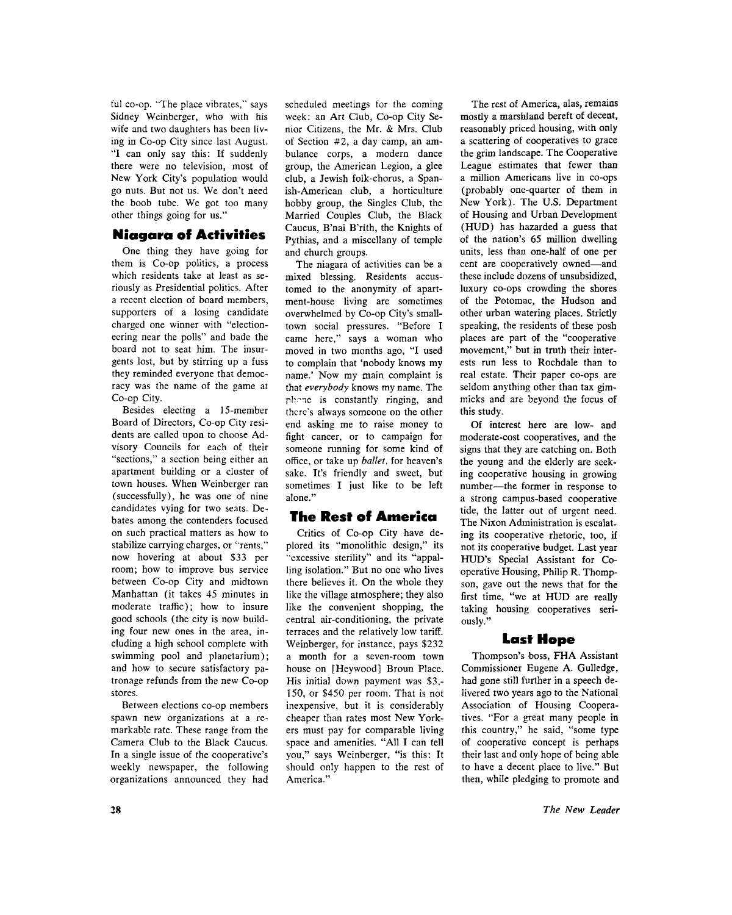ful co-op. "The place vibrates," says Sidney Weinberger, who with his wife and two daughters has been living in Co-op City since last August. "I can only say this: If suddenly there were no television, most of New York City's population would go nuts. But not us. We don't need the boob tube. We got too many other things going for us."

## Niagara of Activities

One thing they have going for them is Co-op politics, a process which residents take at least as seriously as Presidential politics. After a recent election of board members, supporters of a losing candidate charged one winner with "electioneering near the polls" and bade the board not to seat him. The insurgents lost, but by stirring up a fuss they reminded everyone that democracy was the name of the game at Co-op City.

Besides electing a 15-member Board of Directors, Co-op City residents are called upon to choose Advisory Councils for each of their "sections," a section being either an apartment building or a cluster of town houses. When Weinberger ran (successfully), he was one of nine candidates vying for two seats. Debates among the contenders focused on such practical matters as how to stabilize carrying charges, or "rents," now hovering at about $33 per room; how to improve bus service between Co-op City and midtown Manhattan (it takes 45 minutes in moderate traffic); how to insure good schools (the city is now building four new ones in the area, including a high school complete with swimming pool and planetarium); and how to secure satisfactory patronage refunds from the new Co-op stores.

Between elections co-op members spawn new organizations at a remarkable rate. These range from the Camera Club to the Black Caucus. In a single issue of the cooperative's weekly newspaper, the following organizations announced they had scheduled meetings for the coming week: an Art Club, Co-op City Senior Citizens, the Mr. & Mrs. Club of Section #2, a day camp, an ambulance corps, a modern dance group, the American Legion, a glee club, a Jewish folk-chorus, a Spanish-American club, a horticulture hobby group, the Singles Club, the Married Couples Club, the Black Caucus, B'nai B'rith, the Knights of Pythias, and a miscellany of temple and church groups.

The niagara of activities can be a mixed blessing. Residents accustomed to the anonymity of apartment-house living are sometimes overwhelmed by Co-op City's small-town social pressures. "Before I came here," says a woman who moved in two months ago, "I used to complain that 'nobody knows my name.' Now my main complaint is that *everybody* knows my name. The phone is constantly ringing, and there's always someone on the other end asking me to raise money to fight cancer, or to campaign for someone running for some kind of office, or take up *ballet*, for heaven's sake. It's friendly and sweet, but sometimes I just like to be left alone."

## The Rest of America

Critics of Co-op City have deplored its "monolithic design," its "excessive sterility" and its "appalling isolation." But no one who lives there believes it. On the whole they like the village atmosphere; they also like the convenient shopping, the central air-conditioning, the private terraces and the relatively low tariff. Weinberger, for instance, pays $232 a month for a seven-room town house on [Heywood] Broun Place. His initial down payment was $3,150, or $450 per room. That is not inexpensive, but it is considerably cheaper than rates most New Yorkers must pay for comparable living space and amenities. "All I can tell you," says Weinberger, "is this: It should only happen to the rest of America."

The rest of America, alas, remains mostly a marshland bereft of decent, reasonably priced housing, with only a scattering of cooperatives to grace the grim landscape. The Cooperative League estimates that fewer than a million Americans live in co-ops (probably one-quarter of them in New York). The U.S. Department of Housing and Urban Development (HUD) has hazarded a guess that of the nation's 65 million dwelling units, less than one-half of one per cent are cooperatively owned—and these include dozens of unsubsidized, luxury co-ops crowding the shores of the Potomac, the Hudson and other urban watering places. Strictly speaking, the residents of these posh places are part of the "cooperative movement," but in truth their interests run less to Rochdale than to real estate. Their paper co-ops are seldom anything other than tax gimmicks and are beyond the focus of this study.

Of interest here are low- and moderate-cost cooperatives, and the signs that they are catching on. Both the young and the elderly are seeking cooperative housing in growing number—the former in response to a strong campus-based cooperative tide, the latter out of urgent need. The Nixon Administration is escalating its cooperative rhetoric, too, if not its cooperative budget. Last year HUD's Special Assistant for Cooperative Housing, Philip R. Thompson, gave out the news that for the first time, "we at HUD are really taking housing cooperatives seriously."

## Last Hope

Thompson's boss, FHA Assistant Commissioner Eugene A. Gulledge, had gone still further in a speech delivered two years ago to the National Association of Housing Cooperatives. "For a great many people in this country," he said, "some type of cooperative concept is perhaps their last and only hope of being able to have a decent place to live." But then, while pledging to promote and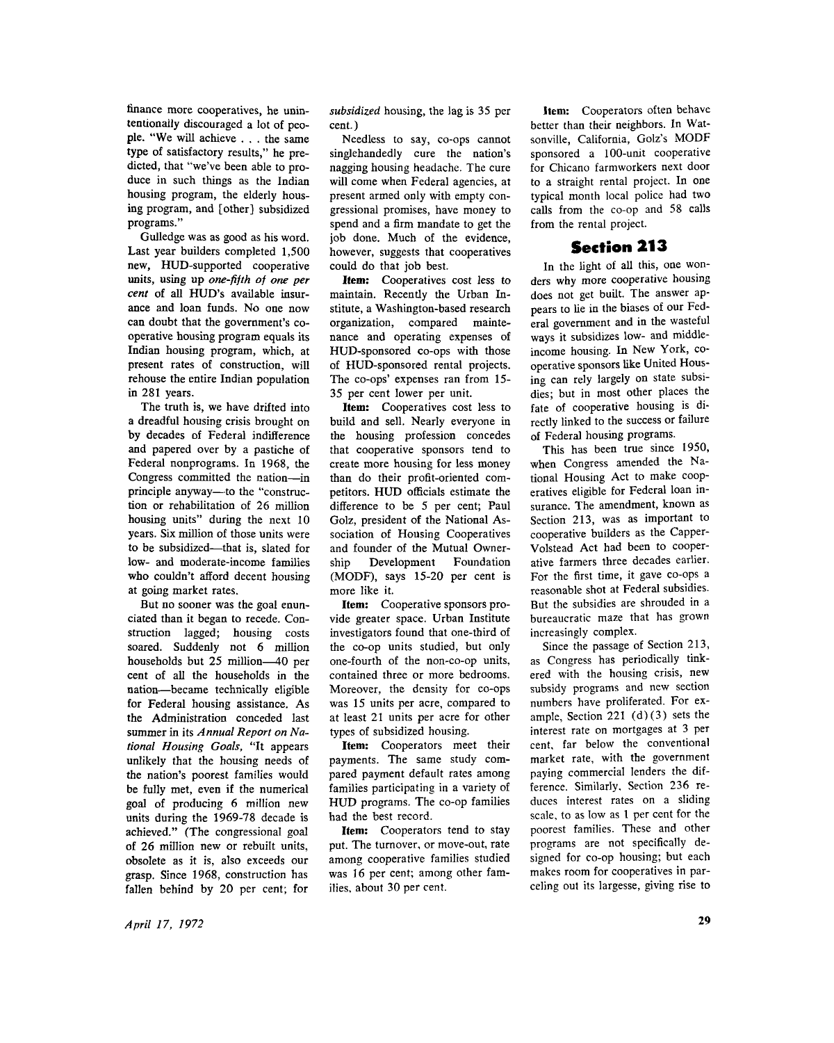finance more cooperatives, he unintentionally discouraged a lot of people. "We will achieve . . . the same type of satisfactory results," he predicted, that "we've been able to produce in such things as the Indian housing program, the elderly housing program, and [other] subsidized programs."

Gulledge was as good as his word. Last year builders completed 1,500 new, HUD-supported cooperative units, using up *one-fifth of one per cent* of all HUD's available insurance and loan funds. No one now can doubt that the government's cooperative housing program equals its Indian housing program, which, at present rates of construction, will rehouse the entire Indian population in 281 years.

The truth is, we have drifted into a dreadful housing crisis brought on by decades of Federal indifference and papered over by a pastiche of Federal nonprograms. In 1968, the Congress committed the nation—in principle anyway—to the "construction or rehabilitation of 26 million housing units" during the next 10 years. Six million of those units were to be subsidized—that is, slated for low- and moderate-income families who couldn't afford decent housing at going market rates.

But no sooner was the goal enunciated than it began to recede. Construction lagged; housing costs soared. Suddenly not 6 million households but 25 million—40 per cent of all the households in the nation—became technically eligible for Federal housing assistance. As the Administration conceded last summer in its *Annual Report on National Housing Goals*, "It appears unlikely that the housing needs of the nation's poorest families would be fully met, even if the numerical goal of producing 6 million new units during the 1969-78 decade is achieved." (The congressional goal of 26 million new or rebuilt units, obsolete as it is, also exceeds our grasp. Since 1968, construction has fallen behind by 20 per cent; for *subsidized* housing, the lag is 35 per cent.)

Needless to say, co-ops cannot singlehandedly cure the nation's nagging housing headache. The cure will come when Federal agencies, at present armed only with empty congressional promises, have money to spend and a firm mandate to get the job done. Much of the evidence, however, suggests that cooperatives could do that job best.

**Item:** Cooperatives cost less to maintain. Recently the Urban Institute, a Washington-based research organization, compared maintenance and operating expenses of HUD-sponsored co-ops with those of HUD-sponsored rental projects. The co-ops' expenses ran from 15-35 per cent lower per unit.

**Item:** Cooperatives cost less to build and sell. Nearly everyone in the housing profession concedes that cooperative sponsors tend to create more housing for less money than do their profit-oriented competitors. HUD officials estimate the difference to be 5 per cent; Paul Golz, president of the National Association of Housing Cooperatives and founder of the Mutual Ownership Development Foundation (MODF), says 15-20 per cent is more like it.

**Item:** Cooperative sponsors provide greater space. Urban Institute investigators found that one-third of the co-op units studied, but only one-fourth of the non-co-op units, contained three or more bedrooms. Moreover, the density for co-ops was 15 units per acre, compared to at least 21 units per acre for other types of subsidized housing.

**Item:** Cooperators meet their payments. The same study compared payment default rates among families participating in a variety of HUD programs. The co-op families had the best record.

**Item:** Cooperators tend to stay put. The turnover, or move-out, rate among cooperative families studied was 16 per cent; among other families, about 30 per cent.

**Item:** Cooperators often behave better than their neighbors. In Watsonville, California, Golz's MODF sponsored a 100-unit cooperative for Chicano farmworkers next door to a straight rental project. In one typical month local police had two calls from the co-op and 58 calls from the rental project.

## Section 213

In the light of all this, one wonders why more cooperative housing does not get built. The answer appears to lie in the biases of our Federal government and in the wasteful ways it subsidizes low- and middle-income housing. In New York, cooperative sponsors like United Housing can rely largely on state subsidies; but in most other places the fate of cooperative housing is directly linked to the success or failure of Federal housing programs.

This has been true since 1950, when Congress amended the National Housing Act to make cooperatives eligible for Federal loan insurance. The amendment, known as Section 213, was as important to cooperative builders as the Capper-Volstead Act had been to cooperative farmers three decades earlier. For the first time, it gave co-ops a reasonable shot at Federal subsidies. But the subsidies are shrouded in a bureaucratic maze that has grown increasingly complex.

Since the passage of Section 213, as Congress has periodically tinkered with the housing crisis, new subsidy programs and new section numbers have proliferated. For example, Section 221 (d)(3) sets the interest rate on mortgages at 3 per cent, far below the conventional market rate, with the government paying commercial lenders the difference. Similarly, Section 236 reduces interest rates on a sliding scale, to as low as 1 per cent for the poorest families. These and other programs are not specifically designed for co-op housing; but each makes room for cooperatives in parceling out its largesse, giving rise to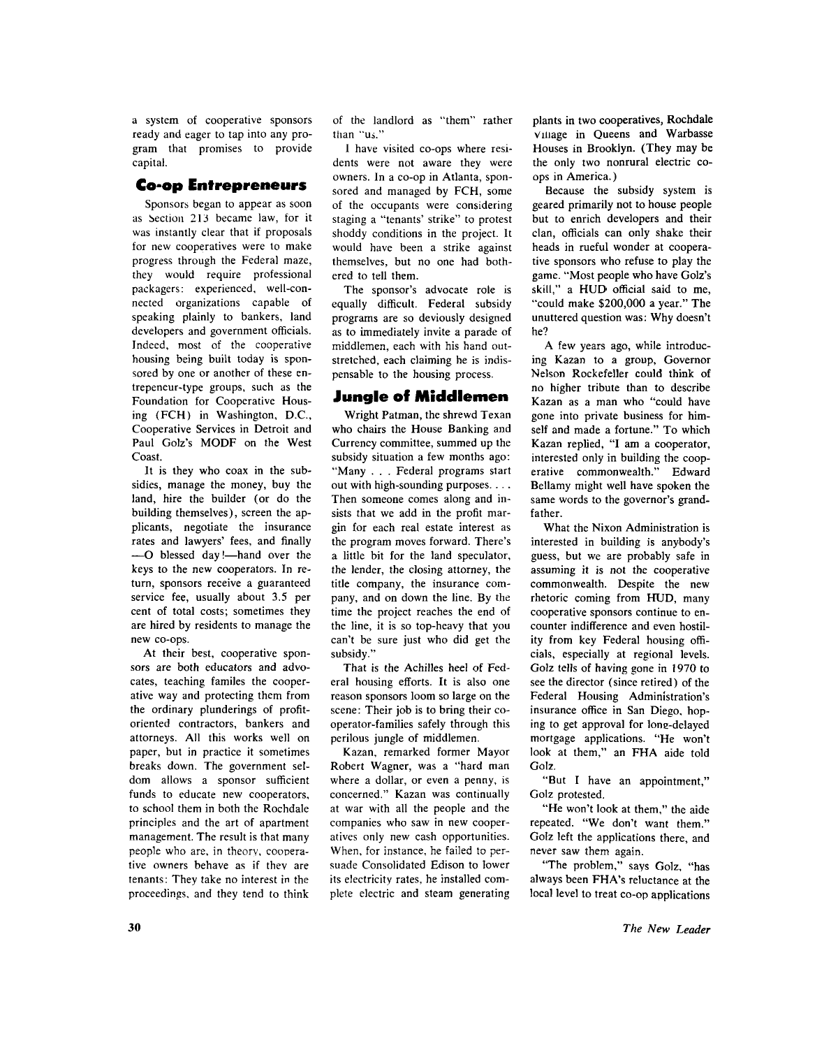a system of cooperative sponsors ready and eager to tap into any program that promises to provide capital.

## Co-op Entrepreneurs

Sponsors began to appear as soon as Section 213 became law, for it was instantly clear that if proposals for new cooperatives were to make progress through the Federal maze, they would require professional packagers: experienced, well-connected organizations capable of speaking plainly to bankers, land developers and government officials. Indeed, most of the cooperative housing being built today is sponsored by one or another of these entrepeneur-type groups, such as the Foundation for Cooperative Housing (FCH) in Washington, D.C., Cooperative Services in Detroit and Paul Golz's MODF on the West Coast.

It is they who coax in the subsidies, manage the money, buy the land, hire the builder (or do the building themselves), screen the applicants, negotiate the insurance rates and lawyers' fees, and finally —O blessed day!—hand over the keys to the new cooperators. In return, sponsors receive a guaranteed service fee, usually about 3.5 per cent of total costs; sometimes they are hired by residents to manage the new co-ops.

At their best, cooperative sponsors are both educators and advocates, teaching familes the cooperative way and protecting them from the ordinary plunderings of profit-oriented contractors, bankers and attorneys. All this works well on paper, but in practice it sometimes breaks down. The government seldom allows a sponsor sufficient funds to educate new cooperators, to school them in both the Rochdale principles and the art of apartment management. The result is that many people who are, in theory, cooperative owners behave as if they are tenants: They take no interest in the proceedings, and they tend to think of the landlord as "them" rather than "us."

I have visited co-ops where residents were not aware they were owners. In a co-op in Atlanta, sponsored and managed by FCH, some of the occupants were considering staging a "tenants' strike" to protest shoddy conditions in the project. It would have been a strike against themselves, but no one had bothered to tell them.

The sponsor's advocate role is equally difficult. Federal subsidy programs are so deviously designed as to immediately invite a parade of middlemen, each with his hand outstretched, each claiming he is indispensable to the housing process.

## Jungle of Middlemen

Wright Patman, the shrewd Texan who chairs the House Banking and Currency committee, summed up the subsidy situation a few months ago: "Many . . . Federal programs start out with high-sounding purposes. . . . Then someone comes along and insists that we add in the profit margin for each real estate interest as the program moves forward. There's a little bit for the land speculator, the lender, the closing attorney, the title company, the insurance company, and on down the line. By the time the project reaches the end of the line, it is so top-heavy that you can't be sure just who did get the subsidy."

That is the Achilles heel of Federal housing efforts. It is also one reason sponsors loom so large on the scene: Their job is to bring their cooperator-families safely through this perilous jungle of middlemen.

Kazan, remarked former Mayor Robert Wagner, was a "hard man where a dollar, or even a penny, is concerned." Kazan was continually at war with all the people and the companies who saw in new cooperatives only new cash opportunities. When, for instance, he failed to persuade Consolidated Edison to lower its electricity rates, he installed complete electric and steam generating plants in two cooperatives, Rochdale Village in Queens and Warbasse Houses in Brooklyn. (They may be the only two nonrural electric co-ops in America.)

Because the subsidy system is geared primarily not to house people but to enrich developers and their clan, officials can only shake their heads in rueful wonder at cooperative sponsors who refuse to play the game. "Most people who have Golz's skill," a HUD official said to me, "could make $200,000 a year." The unuttered question was: Why doesn't he?

A few years ago, while introducing Kazan to a group, Governor Nelson Rockefeller could think of no higher tribute than to describe Kazan as a man who "could have gone into private business for himself and made a fortune." To which Kazan replied, "I am a cooperator, interested only in building the cooperative commonwealth." Edward Bellamy might well have spoken the same words to the governor's grandfather.

What the Nixon Administration is interested in building is anybody's guess, but we are probably safe in assuming it is not the cooperative commonwealth. Despite the new rhetoric coming from HUD, many cooperative sponsors continue to encounter indifference and even hostility from key Federal housing officials, especially at regional levels. Golz tells of having gone in 1970 to see the director (since retired) of the Federal Housing Administration's insurance office in San Diego, hoping to get approval for long-delayed mortgage applications. "He won't look at them," an FHA aide told Golz.

"But I have an appointment," Golz protested.

"He won't look at them," the aide repeated. "We don't want them." Golz left the applications there, and never saw them again.

"The problem," says Golz, "has always been FHA's reluctance at the local level to treat co-op applications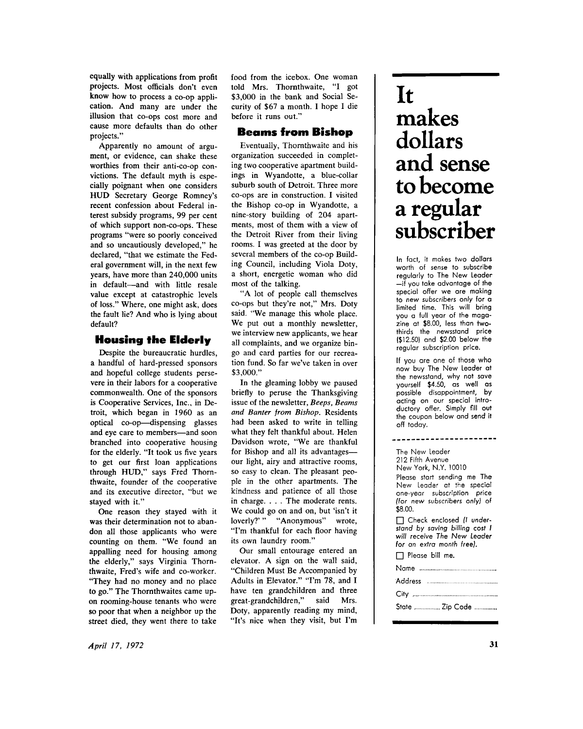equally with applications from profit projects. Most officials don't even know how to process a co-op application. And many are under the illusion that co-ops cost more and cause more defaults than do other projects."

Apparently no amount of argument, or evidence, can shake these worthies from their anti-co-op convictions. The default myth is especially poignant when one considers HUD Secretary George Romney's recent confession about Federal interest subsidy programs, 99 per cent of which support non-co-ops. These programs "were so poorly conceived and so uncautiously developed," he declared, "that we estimate the Federal government will, in the next few years, have more than 240,000 units in default—and with little resale value except at catastrophic levels of loss." Where, one might ask, does the fault lie? And who is lying about default?

## Housing the Elderly

Despite the bureaucratic hurdles, a handful of hard-pressed sponsors and hopeful college students persevere in their labors for a cooperative commonwealth. One of the sponsors is Cooperative Services, Inc., in Detroit, which began in 1960 as an optical co-op—dispensing glasses and eye care to members—and soon branched into cooperative housing for the elderly. "It took us five years to get our first loan applications through HUD," says Fred Thornthwaite, founder of the cooperative and its executive director, "but we stayed with it."

One reason they stayed with it was their determination not to abandon all those applicants who were counting on them. "We found an appalling need for housing among the elderly," says Virginia Thornthwaite, Fred's wife and co-worker. "They had no money and no place to go." The Thornthwaites came upon rooming-house tenants who were so poor that when a neighbor up the street died, they went there to take food from the icebox. One woman told Mrs. Thornthwaite, "I got $3,000 in the bank and Social Security of $67 a month. I hope I die before it runs out."

## Beams from Bishop

Eventually, Thornthwaite and his organization succeeded in completing two cooperative apartment buildings in Wyandotte, a blue-collar suburb south of Detroit. Three more co-ops are in construction. I visited the Bishop co-op in Wyandotte, a nine-story building of 204 apartments, most of them with a view of the Detroit River from their living rooms. I was greeted at the door by several members of the co-op Building Council, including Viola Doty, a short, energetic woman who did most of the talking.

"A lot of people call themselves co-ops but they're not," Mrs. Doty said. "We manage this whole place. We put out a monthly newsletter, we interview new applicants, we hear all complaints, and we organize bingo and card parties for our recreation fund. So far we've taken in over $3,000."

In the gleaming lobby we paused briefly to peruse the Thanksgiving issue of the newsletter, *Beeps, Beams and Banter from Bishop*. Residents had been asked to write in telling what they felt thankful about. Helen Davidson wrote, "We are thankful for Bishop and all its advantages—our light, airy and attractive rooms, so easy to clean. The pleasant people in the other apartments. The kindness and patience of all those in charge. . . . The moderate rents. We could go on and on, but 'isn't it loverly?' " "Anonymous" wrote, "I'm thankful for each floor having its own laundry room."

Our small entourage entered an elevator. A sign on the wall said, "Children Must Be Accompanied by Adults in Elevator." "I'm 78, and I have ten grandchildren and three great-grandchildren," said Mrs. Doty, apparently reading my mind, "It's nice when they visit, but I'm

---

# It makes dollars and sense to become a regular subscriber

In fact, it makes two dollars worth of sense to subscribe regularly to The New Leader—if you take advantage of the special offer we are making to *new subscribers only* for a limited time. This will bring you a full year of the magazine at $8.00, less than two-thirds the newsstand price ($12.50) and $2.00 below the regular subscription price.

If you are one of those who now buy The New Leader at the newsstand, why not save yourself $4.50, as well as possible disappointment, by acting on our special introductory offer. Simply fill out the coupon below and send it off today.

The New Leader
212 Fifth Avenue
New York, N.Y. 10010

Please start sending me The New Leader at the special one-year subscription price *(for new subscribers only)* of $8.00.

☐ Check enclosed *(I understand by saving billing cost I will receive The New Leader for an extra month free).*

☐ Please bill me.

Name ..........................................

Address ..........................................

City ..........................................

State ................ Zip Code ..............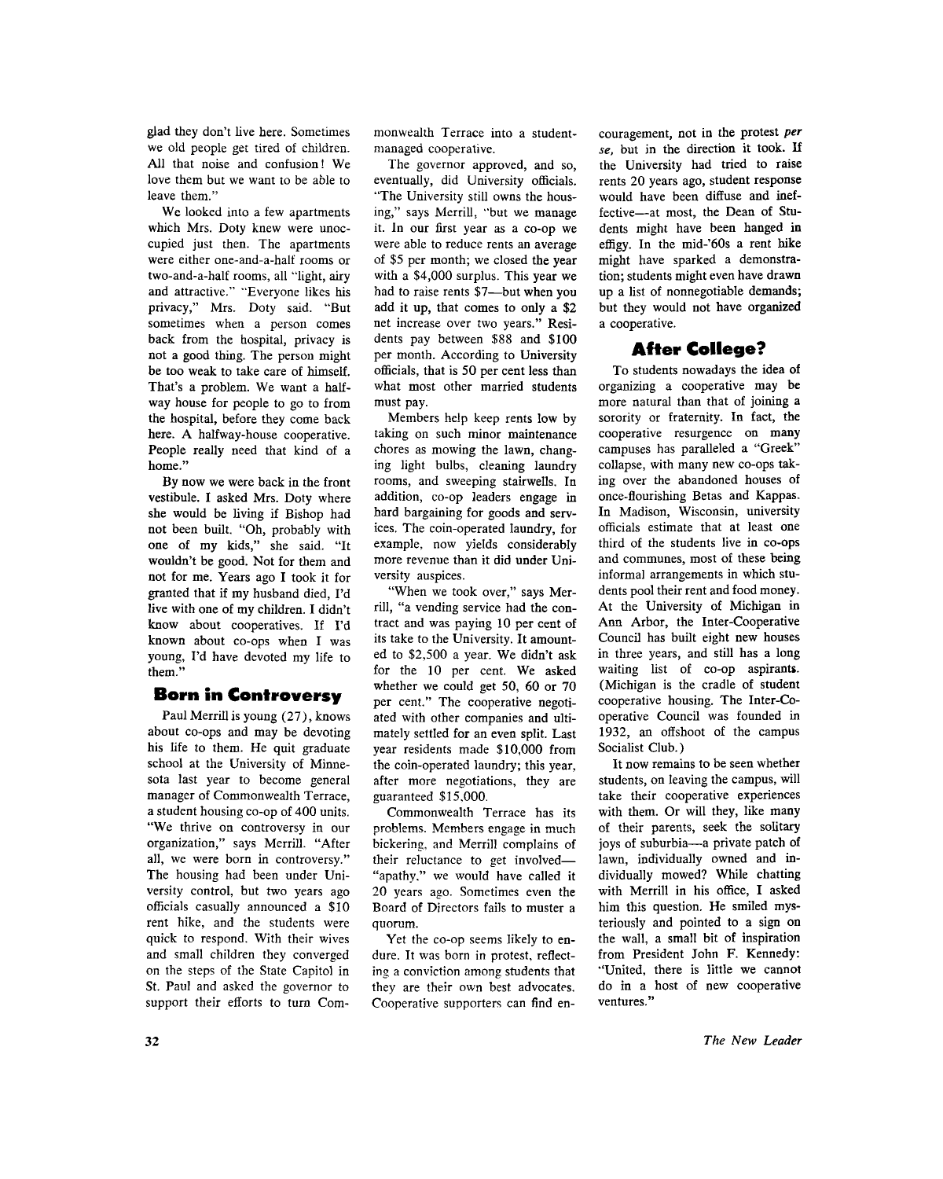glad they don't live here. Sometimes we old people get tired of children. All that noise and confusion! We love them but we want to be able to leave them."

We looked into a few apartments which Mrs. Doty knew were unoccupied just then. The apartments were either one-and-a-half rooms or two-and-a-half rooms, all "light, airy and attractive." "Everyone likes his privacy," Mrs. Doty said. "But sometimes when a person comes back from the hospital, privacy is not a good thing. The person might be too weak to take care of himself. That's a problem. We want a halfway house for people to go to from the hospital, before they come back here. A halfway-house cooperative. People really need that kind of a home."

By now we were back in the front vestibule. I asked Mrs. Doty where she would be living if Bishop had not been built. "Oh, probably with one of my kids," she said. "It wouldn't be good. Not for them and not for me. Years ago I took it for granted that if my husband died, I'd live with one of my children. I didn't know about cooperatives. If I'd known about co-ops when I was young, I'd have devoted my life to them."

## Born in Controversy

Paul Merrill is young (27), knows about co-ops and may be devoting his life to them. He quit graduate school at the University of Minnesota last year to become general manager of Commonwealth Terrace, a student housing co-op of 400 units. "We thrive on controversy in our organization," says Merrill. "After all, we were born in controversy." The housing had been under University control, but two years ago officials casually announced a $10 rent hike, and the students were quick to respond. With their wives and small children they converged on the steps of the State Capitol in St. Paul and asked the governor to support their efforts to turn Commonwealth Terrace into a student-managed cooperative.

The governor approved, and so, eventually, did University officials. "The University still owns the housing," says Merrill, "but we manage it. In our first year as a co-op we were able to reduce rents an average of $5 per month; we closed the year with a $4,000 surplus. This year we had to raise rents $7—but when you add it up, that comes to only a $2 net increase over two years." Residents pay between $88 and $100 per month. According to University officials, that is 50 per cent less than what most other married students must pay.

Members help keep rents low by taking on such minor maintenance chores as mowing the lawn, changing light bulbs, cleaning laundry rooms, and sweeping stairwells. In addition, co-op leaders engage in hard bargaining for goods and services. The coin-operated laundry, for example, now yields considerably more revenue than it did under University auspices.

"When we took over," says Merrill, "a vending service had the contract and was paying 10 per cent of its take to the University. It amounted to $2,500 a year. We didn't ask for the 10 per cent. We asked whether we could get 50, 60 or 70 per cent." The cooperative negotiated with other companies and ultimately settled for an even split. Last year residents made $10,000 from the coin-operated laundry; this year, after more negotiations, they are guaranteed $15,000.

Commonwealth Terrace has its problems. Members engage in much bickering, and Merrill complains of their reluctance to get involved—"apathy," we would have called it 20 years ago. Sometimes even the Board of Directors fails to muster a quorum.

Yet the co-op seems likely to endure. It was born in protest, reflecting a conviction among students that they are their own best advocates. Cooperative supporters can find encouragement, not in the protest *per se*, but in the direction it took. If the University had tried to raise rents 20 years ago, student response would have been diffuse and ineffective—at most, the Dean of Students might have been hanged in effigy. In the mid-'60s a rent hike might have sparked a demonstration; students might even have drawn up a list of nonnegotiable demands; but they would not have organized a cooperative.

## After College?

To students nowadays the idea of organizing a cooperative may be more natural than that of joining a sorority or fraternity. In fact, the cooperative resurgence on many campuses has paralleled a "Greek" collapse, with many new co-ops taking over the abandoned houses of once-flourishing Betas and Kappas. In Madison, Wisconsin, university officials estimate that at least one third of the students live in co-ops and communes, most of these being informal arrangements in which students pool their rent and food money. At the University of Michigan in Ann Arbor, the Inter-Cooperative Council has built eight new houses in three years, and still has a long waiting list of co-op aspirants. (Michigan is the cradle of student cooperative housing. The Inter-Cooperative Council was founded in 1932, an offshoot of the campus Socialist Club.)

It now remains to be seen whether students, on leaving the campus, will take their cooperative experiences with them. Or will they, like many of their parents, seek the solitary joys of suburbia—a private patch of lawn, individually owned and individually mowed? While chatting with Merrill in his office, I asked him this question. He smiled mysteriously and pointed to a sign on the wall, a small bit of inspiration from President John F. Kennedy: "United, there is little we cannot do in a host of new cooperative ventures."